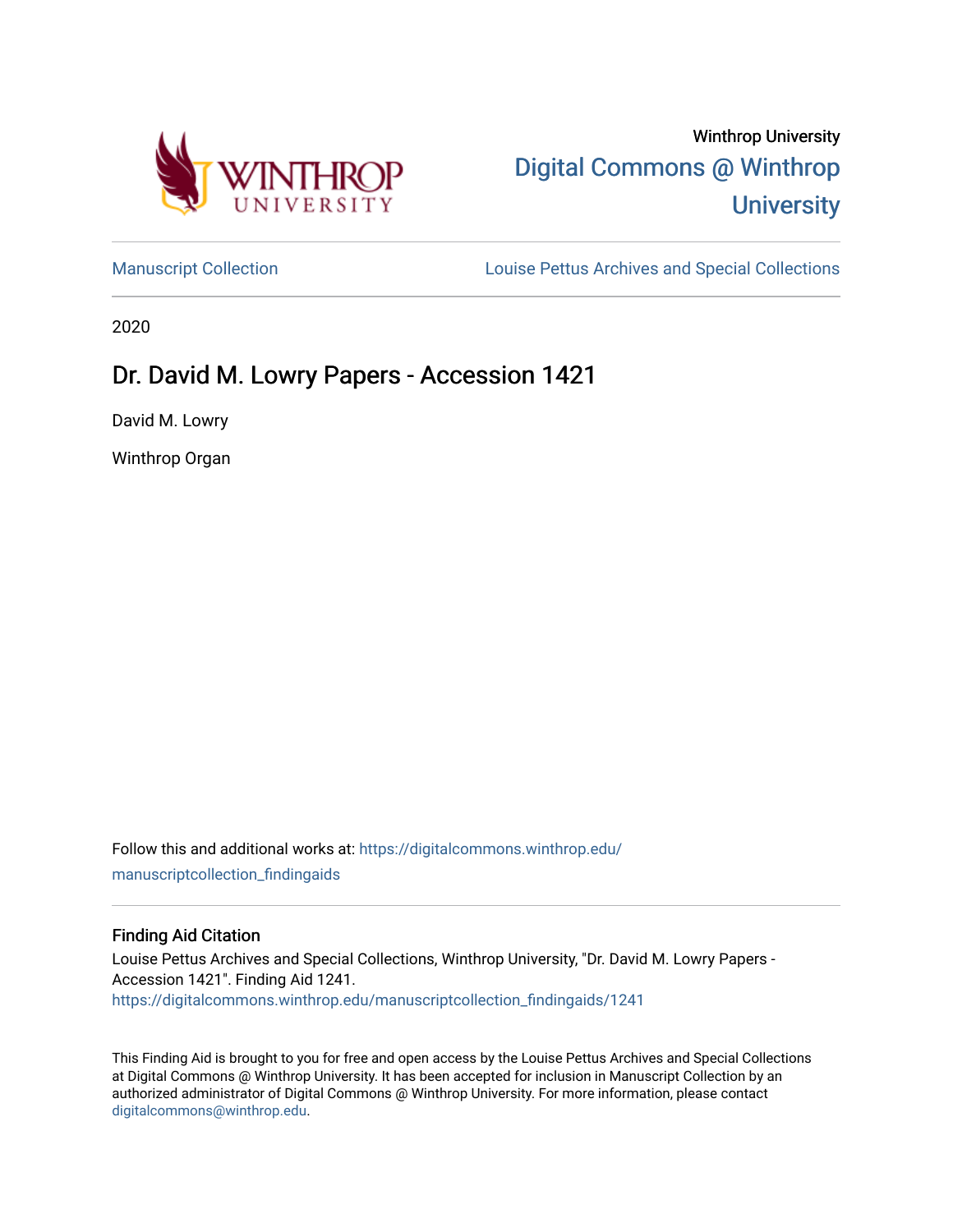Winthrop University

# Digital Commons @ Winthrop University

Manuscript Collection | Louise Pettus Archives and Special Collections

2020

## Dr. David M. Lowry Papers - Accession 1421

David M. Lowry

Winthrop Organ

Follow this and additional works at: https://digitalcommons.winthrop.edu/manuscriptcollection_findingaids

### Finding Aid Citation

Louise Pettus Archives and Special Collections, Winthrop University, "Dr. David M. Lowry Papers - Accession 1421". Finding Aid 1241.
https://digitalcommons.winthrop.edu/manuscriptcollection_findingaids/1241

This Finding Aid is brought to you for free and open access by the Louise Pettus Archives and Special Collections at Digital Commons @ Winthrop University. It has been accepted for inclusion in Manuscript Collection by an authorized administrator of Digital Commons @ Winthrop University. For more information, please contact digitalcommons@winthrop.edu.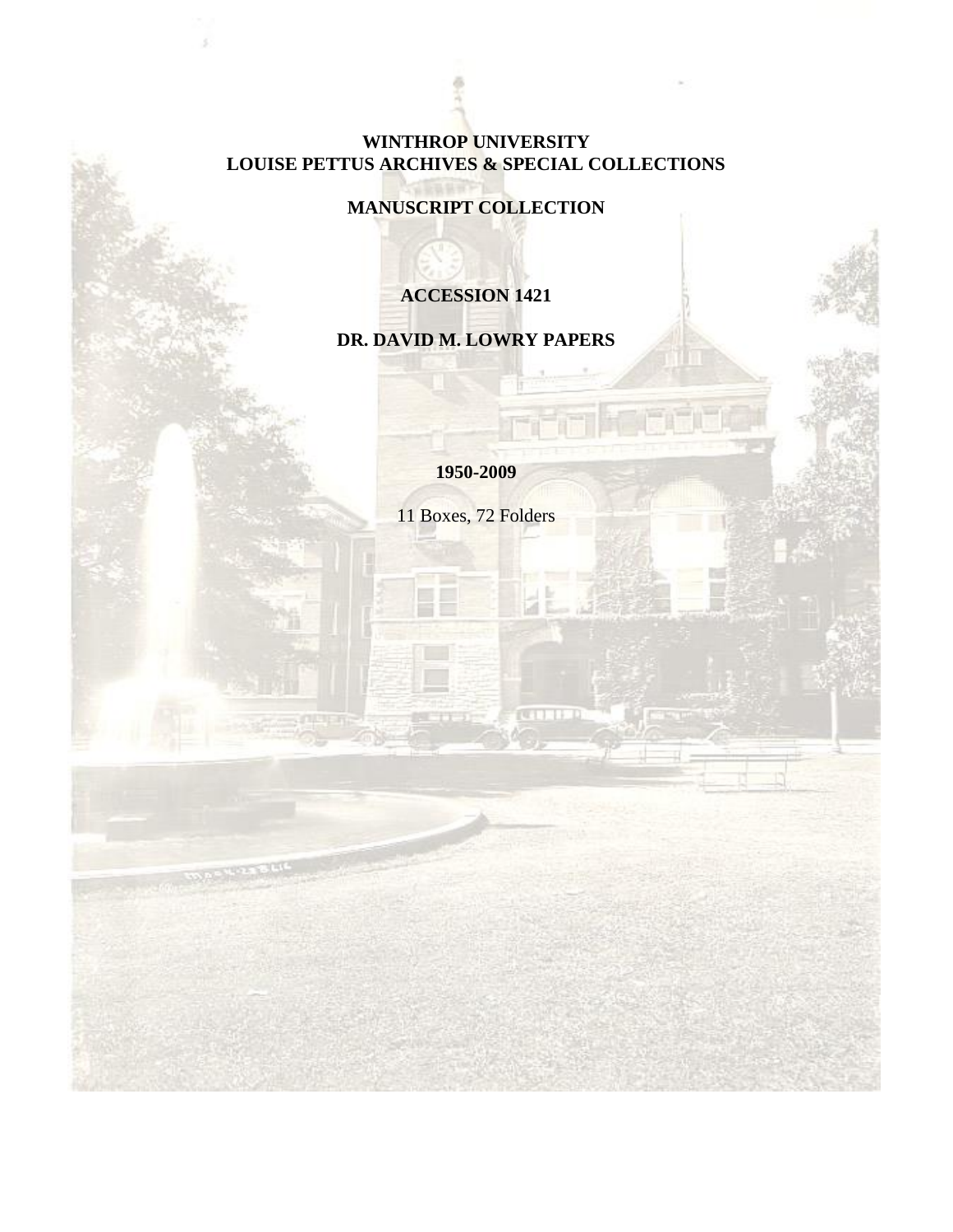**WINTHROP UNIVERSITY**
**LOUISE PETTUS ARCHIVES & SPECIAL COLLECTIONS**

**MANUSCRIPT COLLECTION**

**ACCESSION 1421**

**DR. DAVID M. LOWRY PAPERS**

**1950-2009**

11 Boxes, 72 Folders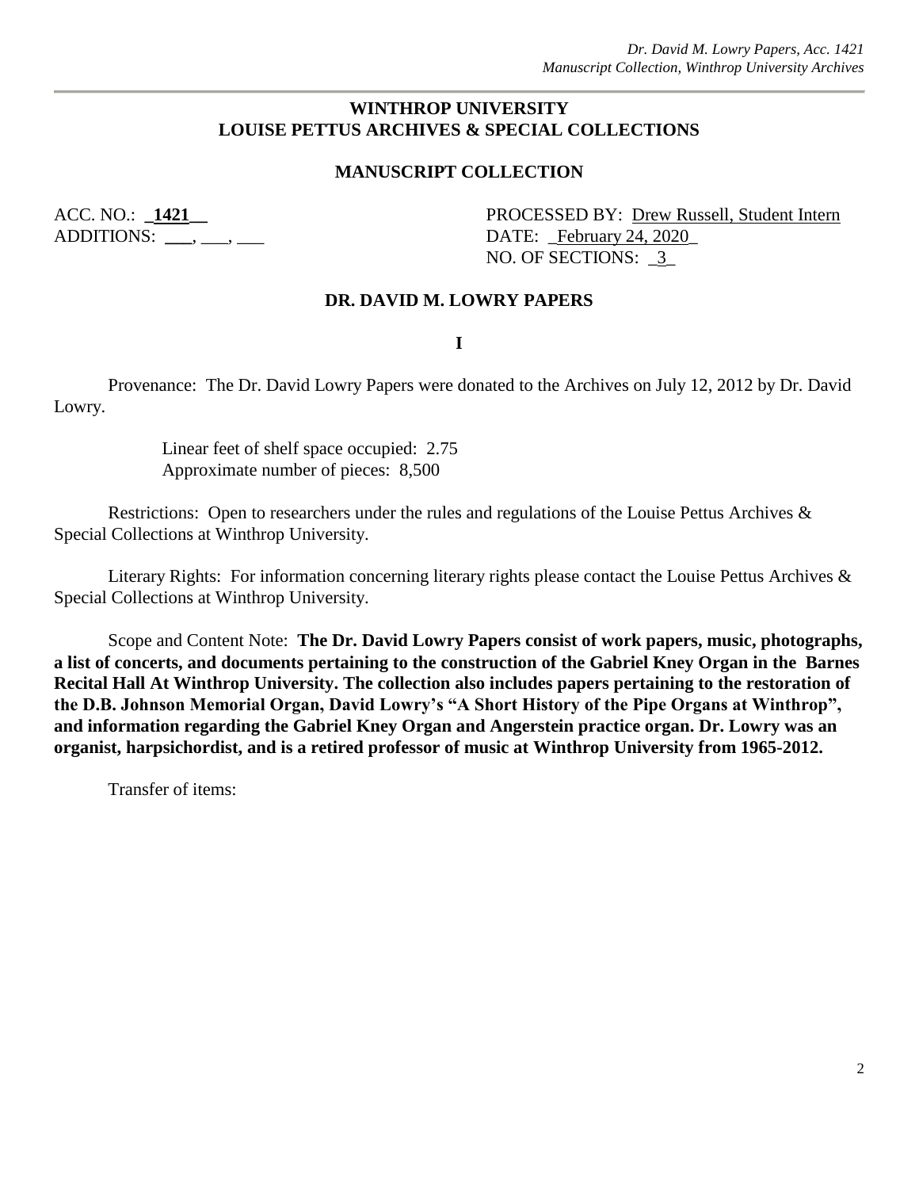**WINTHROP UNIVERSITY**
**LOUISE PETTUS ARCHIVES & SPECIAL COLLECTIONS**

**MANUSCRIPT COLLECTION**

ACC. NO.: _**1421**__ PROCESSED BY: Drew Russell, Student Intern
ADDITIONS: ___, ___, ___ DATE: _February 24, 2020_
NO. OF SECTIONS: _3_

**DR. DAVID M. LOWRY PAPERS**

**I**

Provenance: The Dr. David Lowry Papers were donated to the Archives on July 12, 2012 by Dr. David Lowry.

Linear feet of shelf space occupied: 2.75
Approximate number of pieces: 8,500

Restrictions: Open to researchers under the rules and regulations of the Louise Pettus Archives & Special Collections at Winthrop University.

Literary Rights: For information concerning literary rights please contact the Louise Pettus Archives & Special Collections at Winthrop University.

Scope and Content Note: **The Dr. David Lowry Papers consist of work papers, music, photographs, a list of concerts, and documents pertaining to the construction of the Gabriel Kney Organ in the Barnes Recital Hall At Winthrop University. The collection also includes papers pertaining to the restoration of the D.B. Johnson Memorial Organ, David Lowry's "A Short History of the Pipe Organs at Winthrop", and information regarding the Gabriel Kney Organ and Angerstein practice organ. Dr. Lowry was an organist, harpsichordist, and is a retired professor of music at Winthrop University from 1965-2012.**

Transfer of items: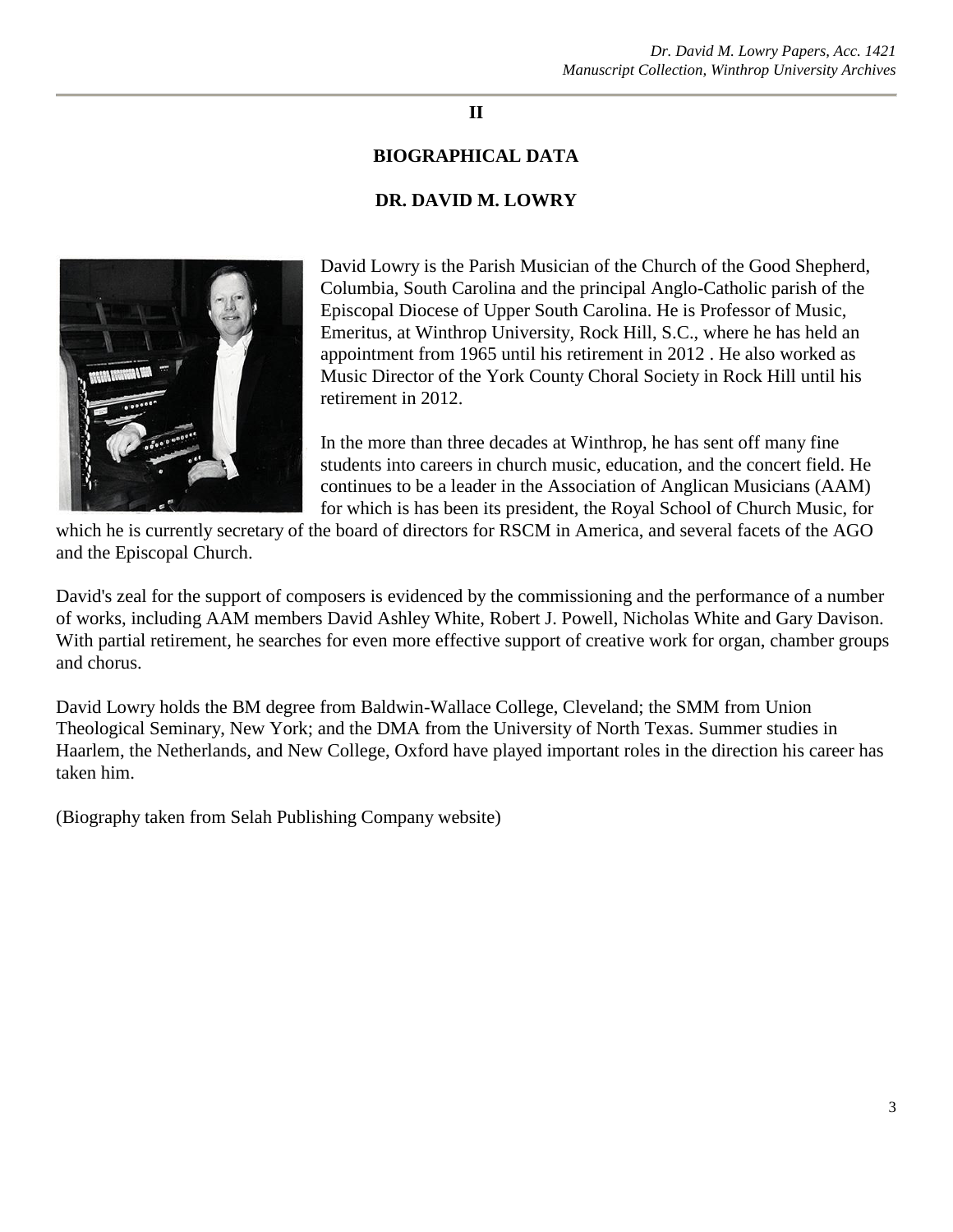## II

## BIOGRAPHICAL DATA

## DR. DAVID M. LOWRY

David Lowry is the Parish Musician of the Church of the Good Shepherd, Columbia, South Carolina and the principal Anglo-Catholic parish of the Episcopal Diocese of Upper South Carolina. He is Professor of Music, Emeritus, at Winthrop University, Rock Hill, S.C., where he has held an appointment from 1965 until his retirement in 2012 . He also worked as Music Director of the York County Choral Society in Rock Hill until his retirement in 2012.

In the more than three decades at Winthrop, he has sent off many fine students into careers in church music, education, and the concert field. He continues to be a leader in the Association of Anglican Musicians (AAM) for which is has been its president, the Royal School of Church Music, for which he is currently secretary of the board of directors for RSCM in America, and several facets of the AGO and the Episcopal Church.

David's zeal for the support of composers is evidenced by the commissioning and the performance of a number of works, including AAM members David Ashley White, Robert J. Powell, Nicholas White and Gary Davison. With partial retirement, he searches for even more effective support of creative work for organ, chamber groups and chorus.

David Lowry holds the BM degree from Baldwin-Wallace College, Cleveland; the SMM from Union Theological Seminary, New York; and the DMA from the University of North Texas. Summer studies in Haarlem, the Netherlands, and New College, Oxford have played important roles in the direction his career has taken him.

(Biography taken from Selah Publishing Company website)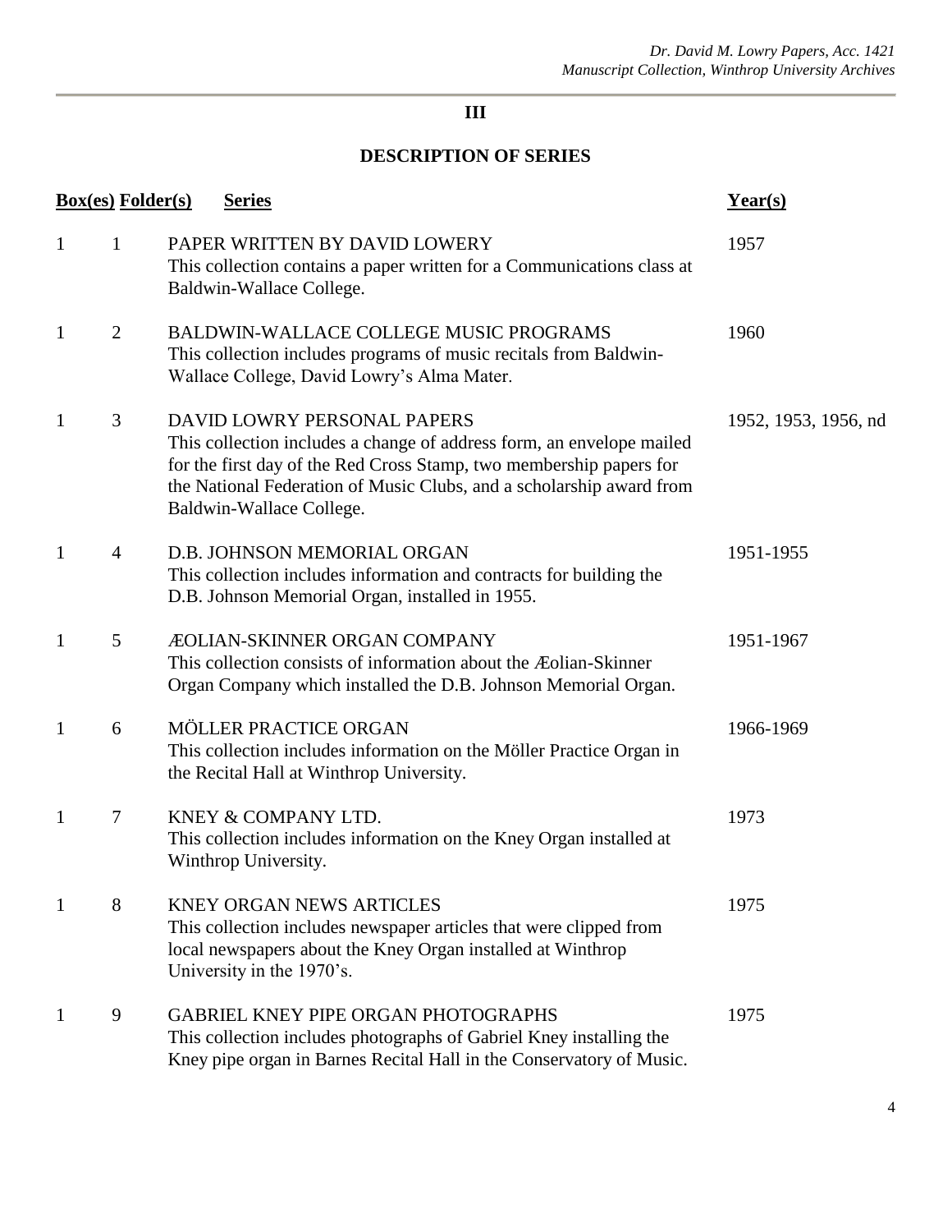## III

## DESCRIPTION OF SERIES

| Box(es) | Folder(s) | Series | Year(s) |
|---|---|---|---|
| 1 | 1 | PAPER WRITTEN BY DAVID LOWERY<br>This collection contains a paper written for a Communications class at Baldwin-Wallace College. | 1957 |
| 1 | 2 | BALDWIN-WALLACE COLLEGE MUSIC PROGRAMS<br>This collection includes programs of music recitals from Baldwin-Wallace College, David Lowry's Alma Mater. | 1960 |
| 1 | 3 | DAVID LOWRY PERSONAL PAPERS<br>This collection includes a change of address form, an envelope mailed for the first day of the Red Cross Stamp, two membership papers for the National Federation of Music Clubs, and a scholarship award from Baldwin-Wallace College. | 1952, 1953, 1956, nd |
| 1 | 4 | D.B. JOHNSON MEMORIAL ORGAN<br>This collection includes information and contracts for building the D.B. Johnson Memorial Organ, installed in 1955. | 1951-1955 |
| 1 | 5 | ÆOLIAN-SKINNER ORGAN COMPANY<br>This collection consists of information about the Æolian-Skinner Organ Company which installed the D.B. Johnson Memorial Organ. | 1951-1967 |
| 1 | 6 | MÖLLER PRACTICE ORGAN<br>This collection includes information on the Möller Practice Organ in the Recital Hall at Winthrop University. | 1966-1969 |
| 1 | 7 | KNEY & COMPANY LTD.<br>This collection includes information on the Kney Organ installed at Winthrop University. | 1973 |
| 1 | 8 | KNEY ORGAN NEWS ARTICLES<br>This collection includes newspaper articles that were clipped from local newspapers about the Kney Organ installed at Winthrop University in the 1970's. | 1975 |
| 1 | 9 | GABRIEL KNEY PIPE ORGAN PHOTOGRAPHS<br>This collection includes photographs of Gabriel Kney installing the Kney pipe organ in Barnes Recital Hall in the Conservatory of Music. | 1975 |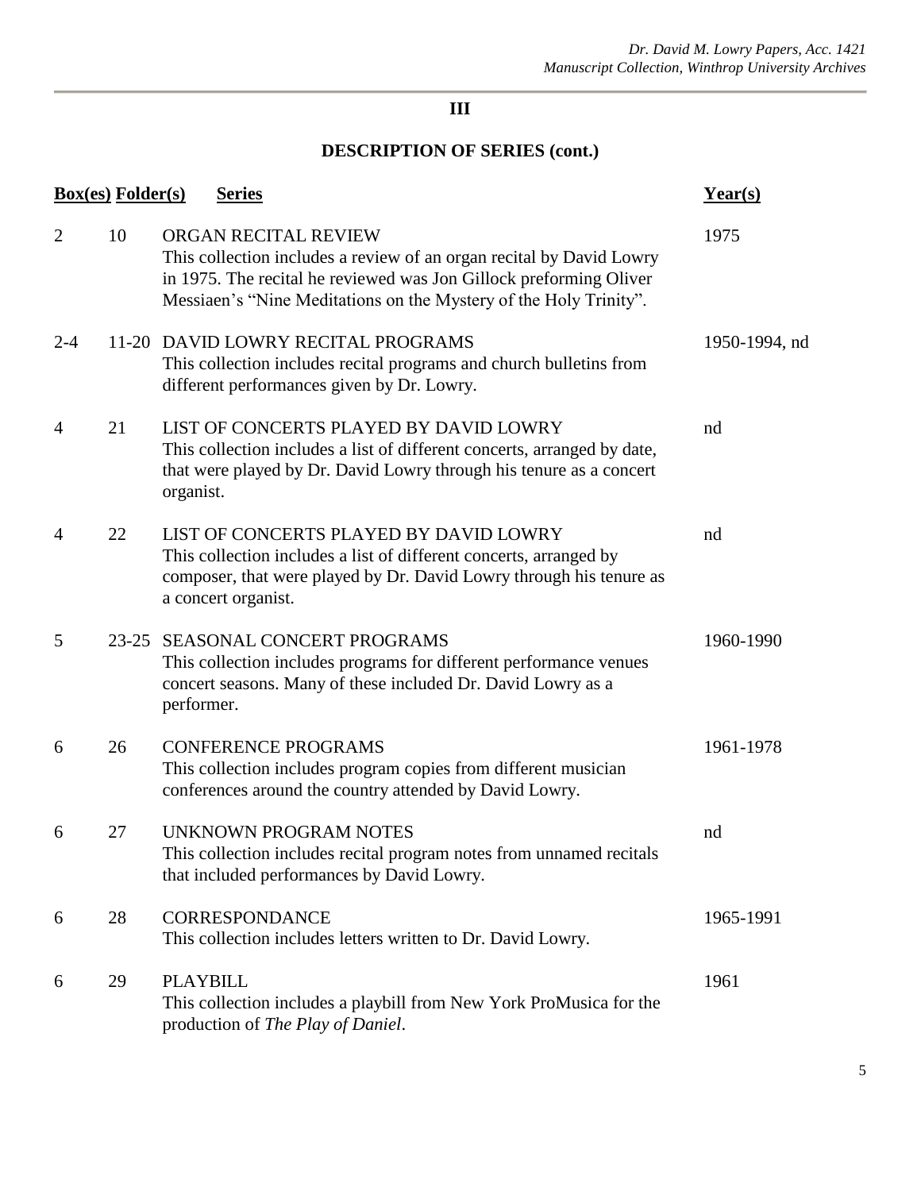## III

## DESCRIPTION OF SERIES (cont.)

| Box(es) | Folder(s) | Series | Year(s) |
|---|---|---|---|
| 2 | 10 | ORGAN RECITAL REVIEW<br>This collection includes a review of an organ recital by David Lowry in 1975. The recital he reviewed was Jon Gillock preforming Oliver Messiaen's "Nine Meditations on the Mystery of the Holy Trinity". | 1975 |
| 2-4 | 11-20 | DAVID LOWRY RECITAL PROGRAMS<br>This collection includes recital programs and church bulletins from different performances given by Dr. Lowry. | 1950-1994, nd |
| 4 | 21 | LIST OF CONCERTS PLAYED BY DAVID LOWRY<br>This collection includes a list of different concerts, arranged by date, that were played by Dr. David Lowry through his tenure as a concert organist. | nd |
| 4 | 22 | LIST OF CONCERTS PLAYED BY DAVID LOWRY<br>This collection includes a list of different concerts, arranged by composer, that were played by Dr. David Lowry through his tenure as a concert organist. | nd |
| 5 | 23-25 | SEASONAL CONCERT PROGRAMS<br>This collection includes programs for different performance venues concert seasons. Many of these included Dr. David Lowry as a performer. | 1960-1990 |
| 6 | 26 | CONFERENCE PROGRAMS<br>This collection includes program copies from different musician conferences around the country attended by David Lowry. | 1961-1978 |
| 6 | 27 | UNKNOWN PROGRAM NOTES<br>This collection includes recital program notes from unnamed recitals that included performances by David Lowry. | nd |
| 6 | 28 | CORRESPONDANCE<br>This collection includes letters written to Dr. David Lowry. | 1965-1991 |
| 6 | 29 | PLAYBILL<br>This collection includes a playbill from New York ProMusica for the production of *The Play of Daniel*. | 1961 |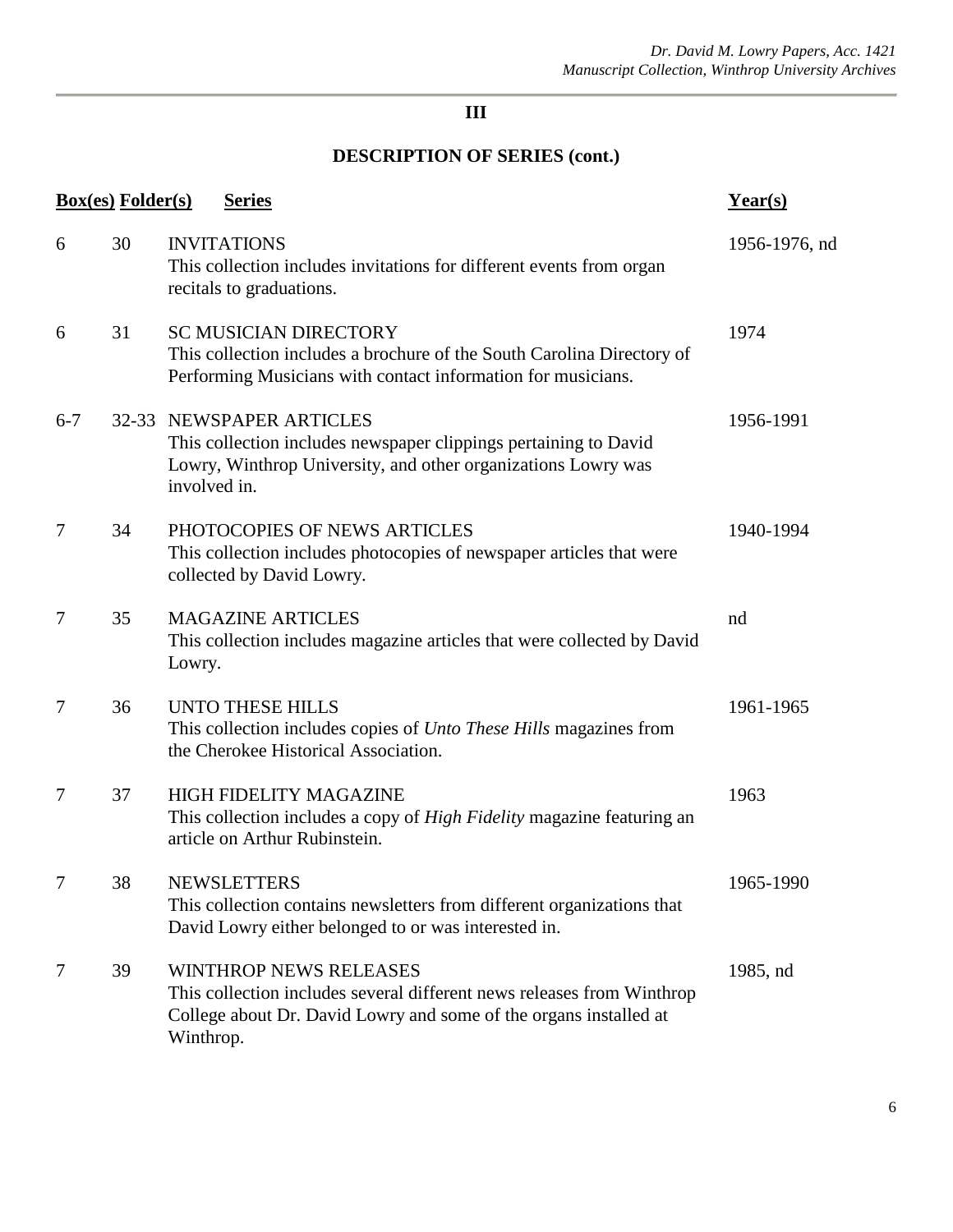## III

## DESCRIPTION OF SERIES (cont.)

| Box(es) | Folder(s) | Series | Year(s) |
|---|---|---|---|
| 6 | 30 | INVITATIONS<br>This collection includes invitations for different events from organ recitals to graduations. | 1956-1976, nd |
| 6 | 31 | SC MUSICIAN DIRECTORY<br>This collection includes a brochure of the South Carolina Directory of Performing Musicians with contact information for musicians. | 1974 |
| 6-7 | 32-33 | NEWSPAPER ARTICLES<br>This collection includes newspaper clippings pertaining to David Lowry, Winthrop University, and other organizations Lowry was involved in. | 1956-1991 |
| 7 | 34 | PHOTOCOPIES OF NEWS ARTICLES<br>This collection includes photocopies of newspaper articles that were collected by David Lowry. | 1940-1994 |
| 7 | 35 | MAGAZINE ARTICLES<br>This collection includes magazine articles that were collected by David Lowry. | nd |
| 7 | 36 | UNTO THESE HILLS<br>This collection includes copies of *Unto These Hills* magazines from the Cherokee Historical Association. | 1961-1965 |
| 7 | 37 | HIGH FIDELITY MAGAZINE<br>This collection includes a copy of *High Fidelity* magazine featuring an article on Arthur Rubinstein. | 1963 |
| 7 | 38 | NEWSLETTERS<br>This collection contains newsletters from different organizations that David Lowry either belonged to or was interested in. | 1965-1990 |
| 7 | 39 | WINTHROP NEWS RELEASES<br>This collection includes several different news releases from Winthrop College about Dr. David Lowry and some of the organs installed at Winthrop. | 1985, nd |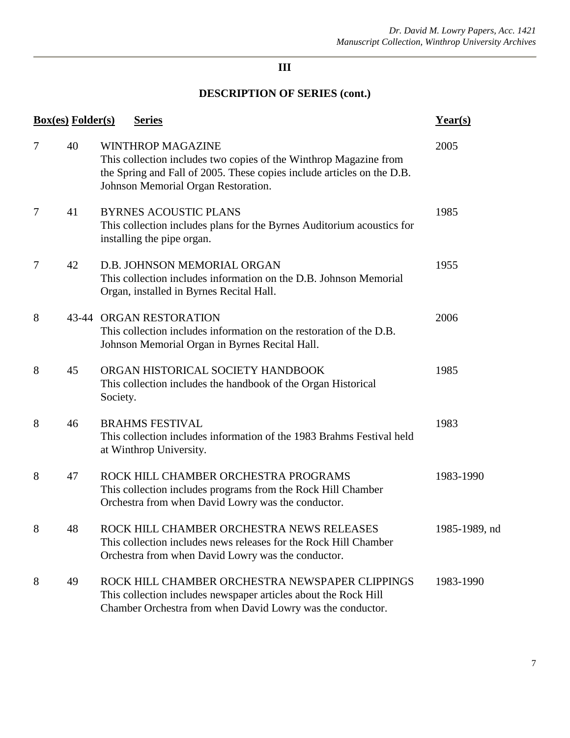## III

## DESCRIPTION OF SERIES (cont.)

| Box(es) | Folder(s) | Series | Year(s) |
|---|---|---|---|
| 7 | 40 | WINTHROP MAGAZINE<br>This collection includes two copies of the Winthrop Magazine from the Spring and Fall of 2005. These copies include articles on the D.B. Johnson Memorial Organ Restoration. | 2005 |
| 7 | 41 | BYRNES ACOUSTIC PLANS<br>This collection includes plans for the Byrnes Auditorium acoustics for installing the pipe organ. | 1985 |
| 7 | 42 | D.B. JOHNSON MEMORIAL ORGAN<br>This collection includes information on the D.B. Johnson Memorial Organ, installed in Byrnes Recital Hall. | 1955 |
| 8 | 43-44 | ORGAN RESTORATION<br>This collection includes information on the restoration of the D.B. Johnson Memorial Organ in Byrnes Recital Hall. | 2006 |
| 8 | 45 | ORGAN HISTORICAL SOCIETY HANDBOOK<br>This collection includes the handbook of the Organ Historical Society. | 1985 |
| 8 | 46 | BRAHMS FESTIVAL<br>This collection includes information of the 1983 Brahms Festival held at Winthrop University. | 1983 |
| 8 | 47 | ROCK HILL CHAMBER ORCHESTRA PROGRAMS<br>This collection includes programs from the Rock Hill Chamber Orchestra from when David Lowry was the conductor. | 1983-1990 |
| 8 | 48 | ROCK HILL CHAMBER ORCHESTRA NEWS RELEASES<br>This collection includes news releases for the Rock Hill Chamber Orchestra from when David Lowry was the conductor. | 1985-1989, nd |
| 8 | 49 | ROCK HILL CHAMBER ORCHESTRA NEWSPAPER CLIPPINGS<br>This collection includes newspaper articles about the Rock Hill Chamber Orchestra from when David Lowry was the conductor. | 1983-1990 |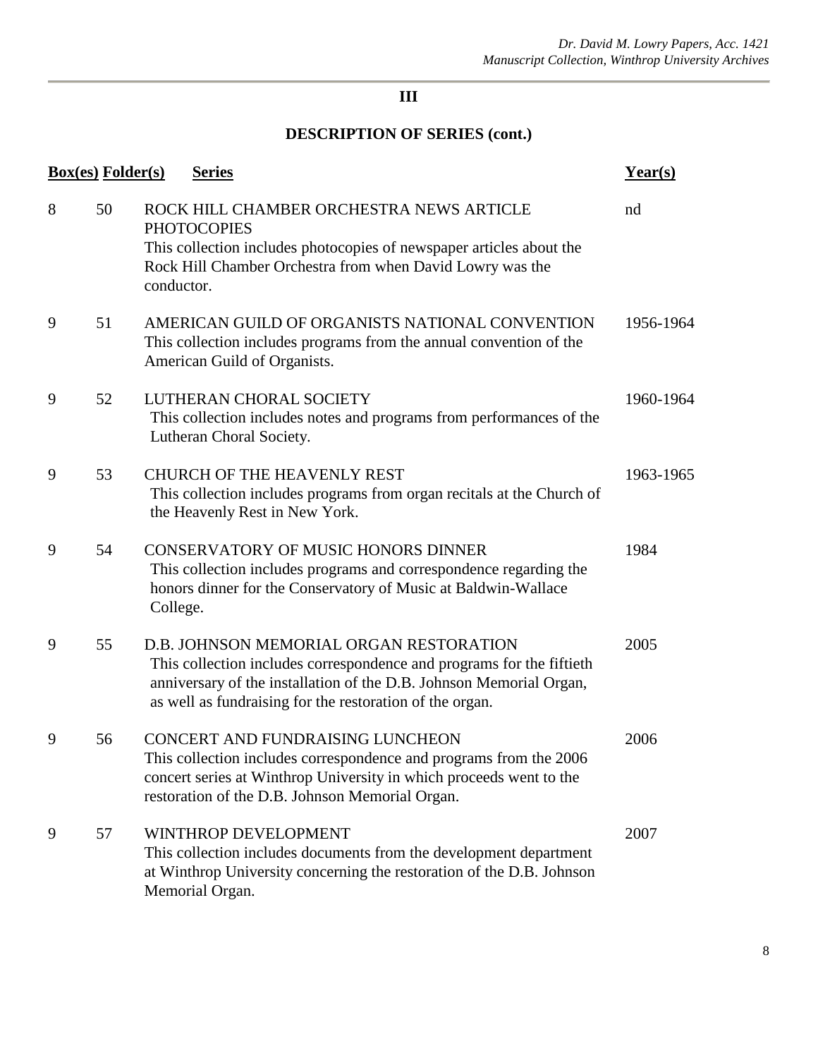## III

## DESCRIPTION OF SERIES (cont.)

| Box(es) | Folder(s) | Series | Year(s) |
|---|---|---|---|
| 8 | 50 | ROCK HILL CHAMBER ORCHESTRA NEWS ARTICLE PHOTOCOPIES<br>This collection includes photocopies of newspaper articles about the Rock Hill Chamber Orchestra from when David Lowry was the conductor. | nd |
| 9 | 51 | AMERICAN GUILD OF ORGANISTS NATIONAL CONVENTION<br>This collection includes programs from the annual convention of the American Guild of Organists. | 1956-1964 |
| 9 | 52 | LUTHERAN CHORAL SOCIETY<br>This collection includes notes and programs from performances of the Lutheran Choral Society. | 1960-1964 |
| 9 | 53 | CHURCH OF THE HEAVENLY REST<br>This collection includes programs from organ recitals at the Church of the Heavenly Rest in New York. | 1963-1965 |
| 9 | 54 | CONSERVATORY OF MUSIC HONORS DINNER<br>This collection includes programs and correspondence regarding the honors dinner for the Conservatory of Music at Baldwin-Wallace College. | 1984 |
| 9 | 55 | D.B. JOHNSON MEMORIAL ORGAN RESTORATION<br>This collection includes correspondence and programs for the fiftieth anniversary of the installation of the D.B. Johnson Memorial Organ, as well as fundraising for the restoration of the organ. | 2005 |
| 9 | 56 | CONCERT AND FUNDRAISING LUNCHEON<br>This collection includes correspondence and programs from the 2006 concert series at Winthrop University in which proceeds went to the restoration of the D.B. Johnson Memorial Organ. | 2006 |
| 9 | 57 | WINTHROP DEVELOPMENT<br>This collection includes documents from the development department at Winthrop University concerning the restoration of the D.B. Johnson Memorial Organ. | 2007 |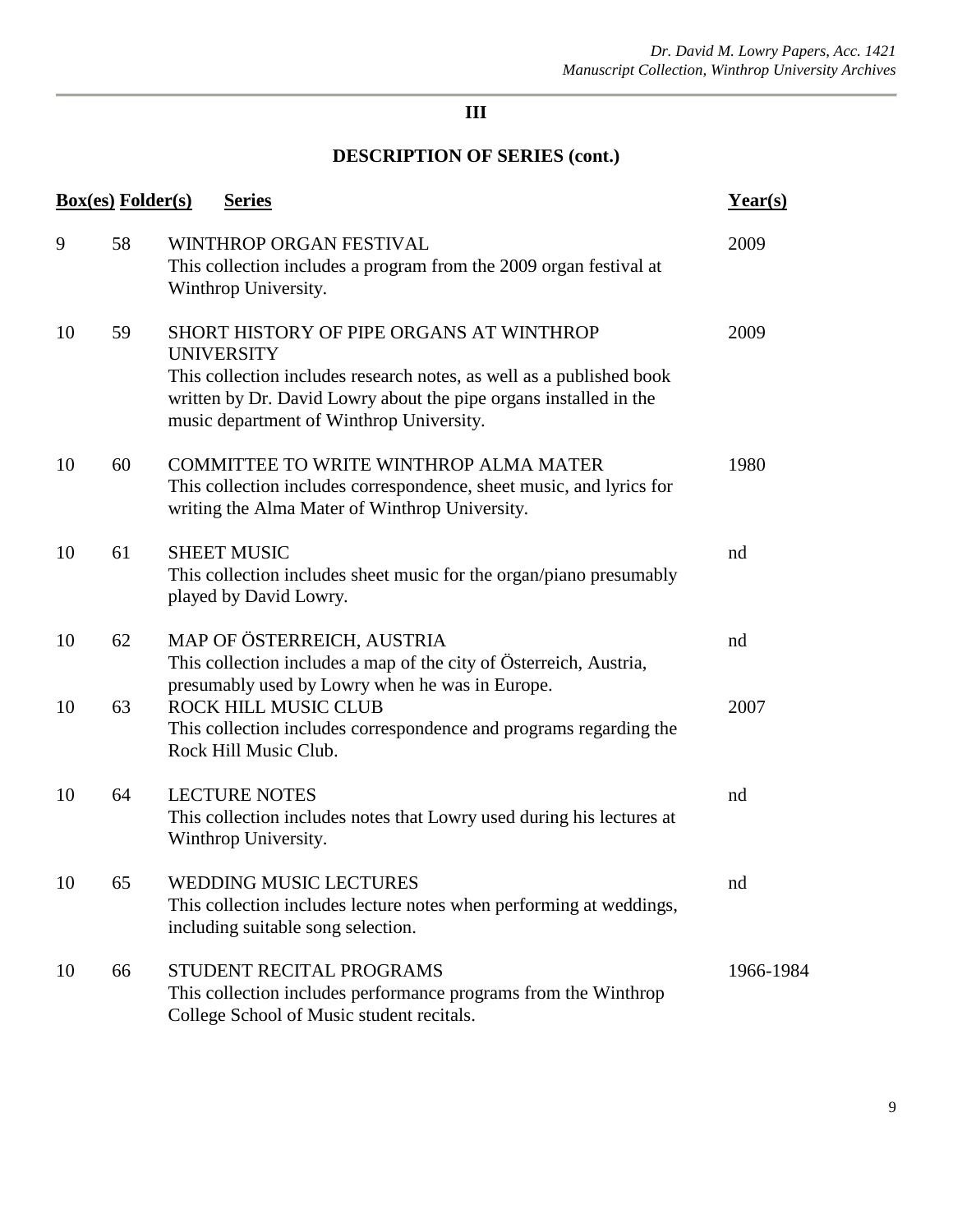## III

## DESCRIPTION OF SERIES (cont.)

| Box(es) | Folder(s) | Series | Year(s) |
|---|---|---|---|
| 9 | 58 | WINTHROP ORGAN FESTIVAL<br>This collection includes a program from the 2009 organ festival at Winthrop University. | 2009 |
| 10 | 59 | SHORT HISTORY OF PIPE ORGANS AT WINTHROP UNIVERSITY<br>This collection includes research notes, as well as a published book written by Dr. David Lowry about the pipe organs installed in the music department of Winthrop University. | 2009 |
| 10 | 60 | COMMITTEE TO WRITE WINTHROP ALMA MATER<br>This collection includes correspondence, sheet music, and lyrics for writing the Alma Mater of Winthrop University. | 1980 |
| 10 | 61 | SHEET MUSIC<br>This collection includes sheet music for the organ/piano presumably played by David Lowry. | nd |
| 10 | 62 | MAP OF ÖSTERREICH, AUSTRIA<br>This collection includes a map of the city of Österreich, Austria, presumably used by Lowry when he was in Europe. | nd |
| 10 | 63 | ROCK HILL MUSIC CLUB<br>This collection includes correspondence and programs regarding the Rock Hill Music Club. | 2007 |
| 10 | 64 | LECTURE NOTES<br>This collection includes notes that Lowry used during his lectures at Winthrop University. | nd |
| 10 | 65 | WEDDING MUSIC LECTURES<br>This collection includes lecture notes when performing at weddings, including suitable song selection. | nd |
| 10 | 66 | STUDENT RECITAL PROGRAMS<br>This collection includes performance programs from the Winthrop College School of Music student recitals. | 1966-1984 |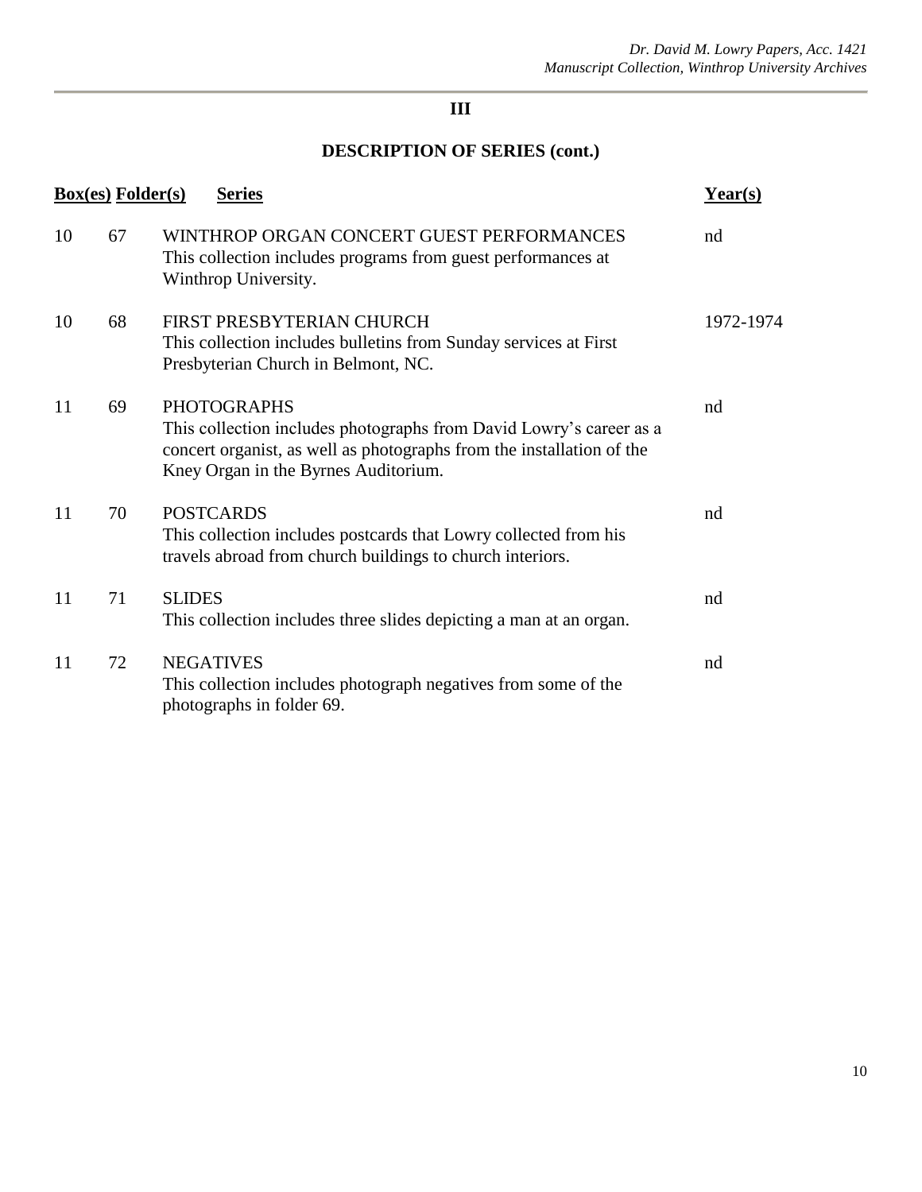## III

## DESCRIPTION OF SERIES (cont.)

| Box(es) | Folder(s) | Series | Year(s) |
|---|---|---|---|
| 10 | 67 | WINTHROP ORGAN CONCERT GUEST PERFORMANCES<br>This collection includes programs from guest performances at Winthrop University. | nd |
| 10 | 68 | FIRST PRESBYTERIAN CHURCH<br>This collection includes bulletins from Sunday services at First Presbyterian Church in Belmont, NC. | 1972-1974 |
| 11 | 69 | PHOTOGRAPHS<br>This collection includes photographs from David Lowry's career as a concert organist, as well as photographs from the installation of the Kney Organ in the Byrnes Auditorium. | nd |
| 11 | 70 | POSTCARDS<br>This collection includes postcards that Lowry collected from his travels abroad from church buildings to church interiors. | nd |
| 11 | 71 | SLIDES<br>This collection includes three slides depicting a man at an organ. | nd |
| 11 | 72 | NEGATIVES<br>This collection includes photograph negatives from some of the photographs in folder 69. | nd |